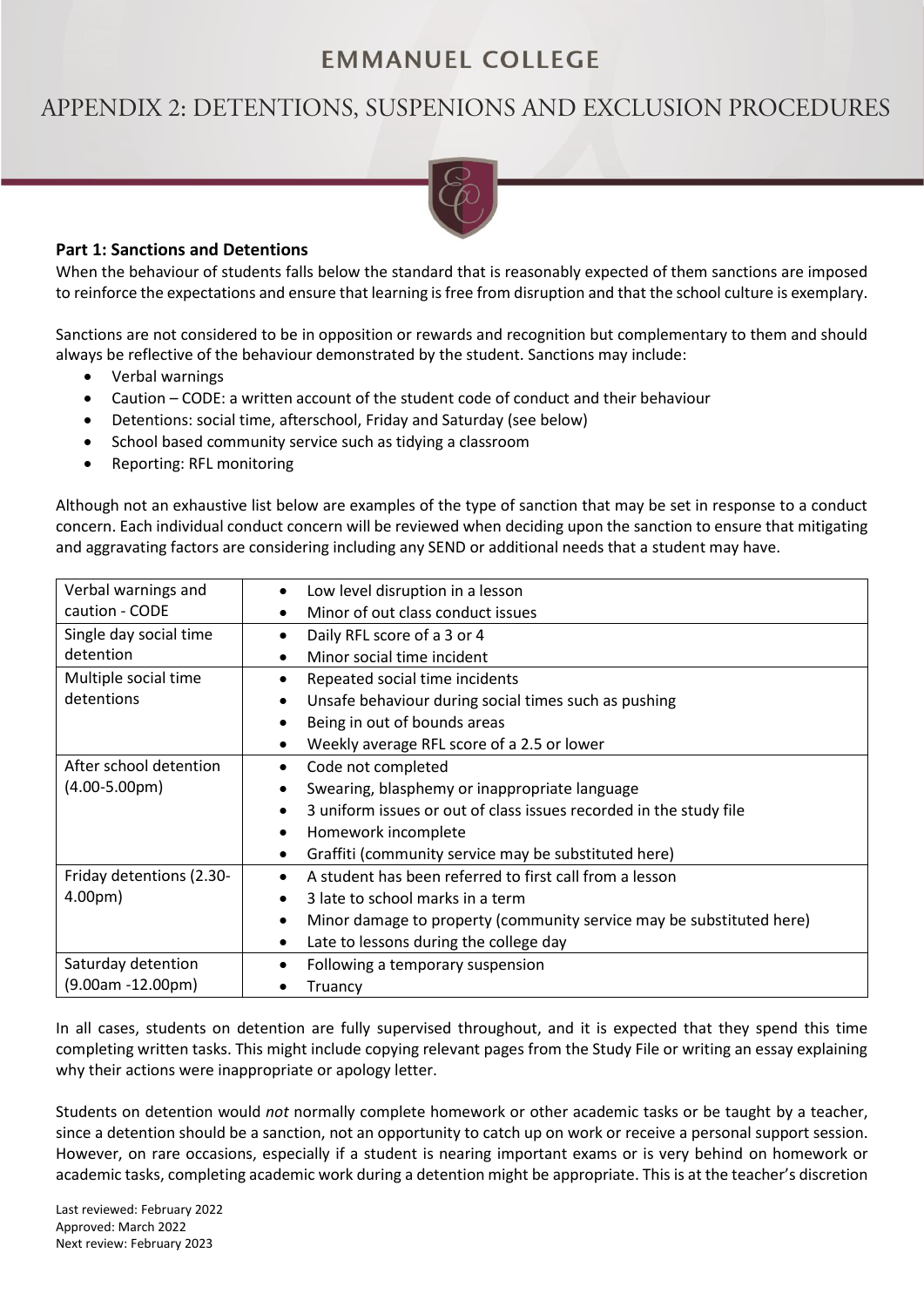# EMMANUEL COLLEGE

## APPENDIX 2: DETENTIONS, SUSPENIONS AND EXCLUSION PROCEDURES

### Part 1: Sanctions and Detentions

When the behaviour of students falls below the standard that is reasonably expected of them sanctions are imposed to reinforce the expectations and ensure that learning is free from disruption and that the school culture is exemplary.

Sanctions are not considered to be in opposition or rewards and recognition but complementary to them and should always be reflective of the behaviour demonstrated by the student. Sanctions may include:

- Verbal warnings
- Caution – CODE: a written account of the student code of conduct and their behaviour
- Detentions: social time, afterschool, Friday and Saturday (see below)
- School based community service such as tidying a classroom
- Reporting: RFL monitoring

Although not an exhaustive list below are examples of the type of sanction that may be set in response to a conduct concern. Each individual conduct concern will be reviewed when deciding upon the sanction to ensure that mitigating and aggravating factors are considering including any SEND or additional needs that a student may have.

| Sanction | Examples |
|---|---|
| Verbal warnings and caution - CODE | • Low level disruption in a lesson<br>• Minor of out class conduct issues |
| Single day social time detention | • Daily RFL score of a 3 or 4<br>• Minor social time incident |
| Multiple social time detentions | • Repeated social time incidents<br>• Unsafe behaviour during social times such as pushing<br>• Being in out of bounds areas<br>• Weekly average RFL score of a 2.5 or lower |
| After school detention (4.00-5.00pm) | • Code not completed<br>• Swearing, blasphemy or inappropriate language<br>• 3 uniform issues or out of class issues recorded in the study file<br>• Homework incomplete<br>• Graffiti (community service may be substituted here) |
| Friday detentions (2.30-4.00pm) | • A student has been referred to first call from a lesson<br>• 3 late to school marks in a term<br>• Minor damage to property (community service may be substituted here)<br>• Late to lessons during the college day |
| Saturday detention (9.00am -12.00pm) | • Following a temporary suspension<br>• Truancy |

In all cases, students on detention are fully supervised throughout, and it is expected that they spend this time completing written tasks. This might include copying relevant pages from the Study File or writing an essay explaining why their actions were inappropriate or apology letter.

Students on detention would *not* normally complete homework or other academic tasks or be taught by a teacher, since a detention should be a sanction, not an opportunity to catch up on work or receive a personal support session. However, on rare occasions, especially if a student is nearing important exams or is very behind on homework or academic tasks, completing academic work during a detention might be appropriate. This is at the teacher's discretion

Last reviewed: February 2022
Approved: March 2022
Next review: February 2023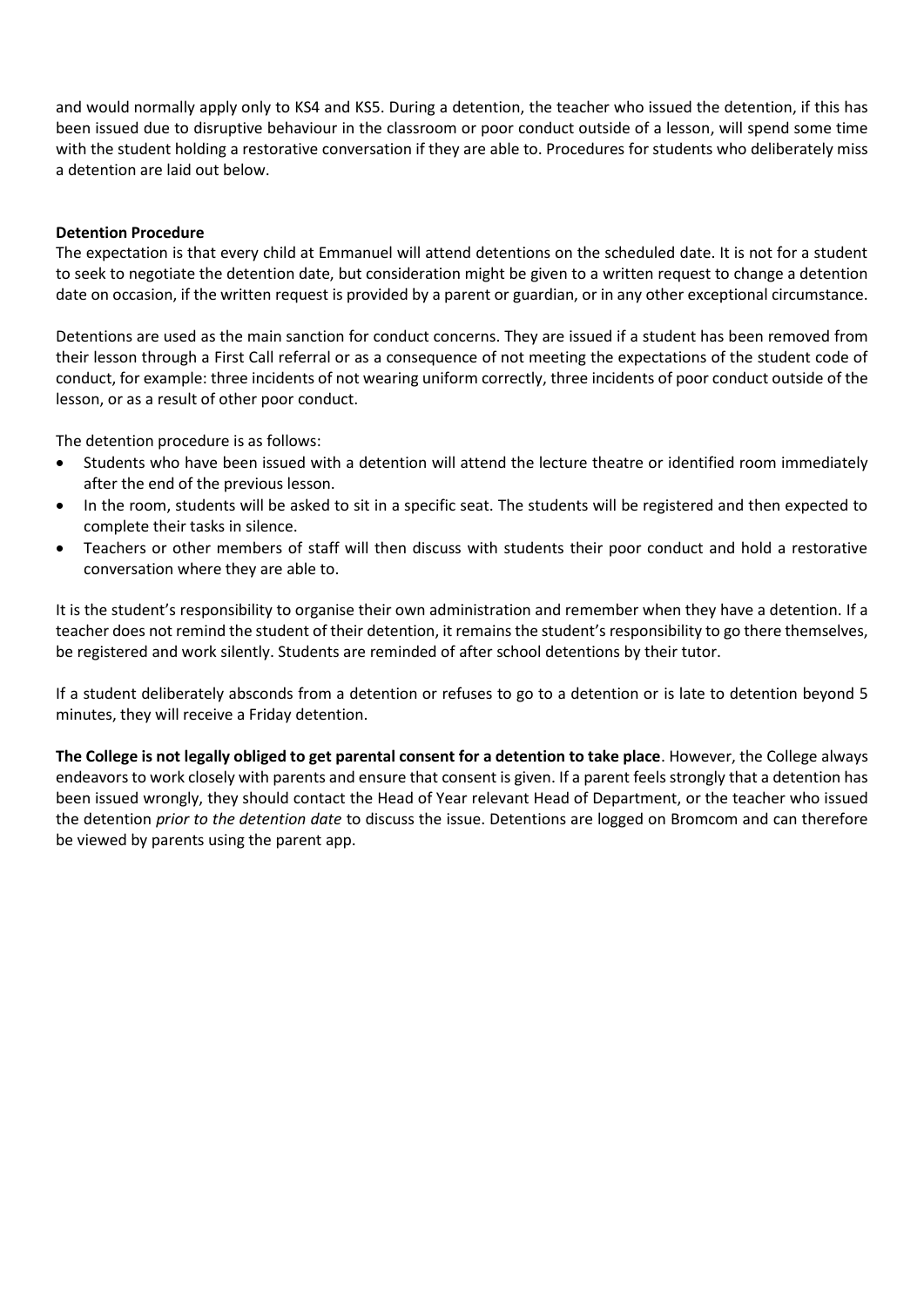and would normally apply only to KS4 and KS5. During a detention, the teacher who issued the detention, if this has been issued due to disruptive behaviour in the classroom or poor conduct outside of a lesson, will spend some time with the student holding a restorative conversation if they are able to. Procedures for students who deliberately miss a detention are laid out below.

**Detention Procedure**

The expectation is that every child at Emmanuel will attend detentions on the scheduled date. It is not for a student to seek to negotiate the detention date, but consideration might be given to a written request to change a detention date on occasion, if the written request is provided by a parent or guardian, or in any other exceptional circumstance.

Detentions are used as the main sanction for conduct concerns. They are issued if a student has been removed from their lesson through a First Call referral or as a consequence of not meeting the expectations of the student code of conduct, for example: three incidents of not wearing uniform correctly, three incidents of poor conduct outside of the lesson, or as a result of other poor conduct.

The detention procedure is as follows:

- Students who have been issued with a detention will attend the lecture theatre or identified room immediately after the end of the previous lesson.
- In the room, students will be asked to sit in a specific seat. The students will be registered and then expected to complete their tasks in silence.
- Teachers or other members of staff will then discuss with students their poor conduct and hold a restorative conversation where they are able to.

It is the student's responsibility to organise their own administration and remember when they have a detention. If a teacher does not remind the student of their detention, it remains the student's responsibility to go there themselves, be registered and work silently. Students are reminded of after school detentions by their tutor.

If a student deliberately absconds from a detention or refuses to go to a detention or is late to detention beyond 5 minutes, they will receive a Friday detention.

**The College is not legally obliged to get parental consent for a detention to take place**. However, the College always endeavors to work closely with parents and ensure that consent is given. If a parent feels strongly that a detention has been issued wrongly, they should contact the Head of Year relevant Head of Department, or the teacher who issued the detention *prior to the detention date* to discuss the issue. Detentions are logged on Bromcom and can therefore be viewed by parents using the parent app.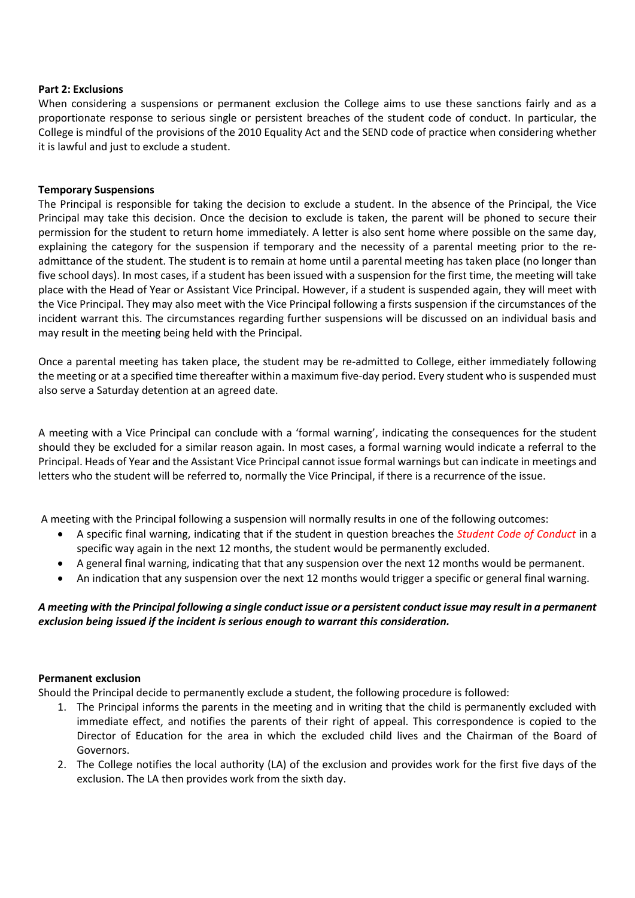**Part 2: Exclusions**

When considering a suspensions or permanent exclusion the College aims to use these sanctions fairly and as a proportionate response to serious single or persistent breaches of the student code of conduct. In particular, the College is mindful of the provisions of the 2010 Equality Act and the SEND code of practice when considering whether it is lawful and just to exclude a student.

**Temporary Suspensions**

The Principal is responsible for taking the decision to exclude a student. In the absence of the Principal, the Vice Principal may take this decision. Once the decision to exclude is taken, the parent will be phoned to secure their permission for the student to return home immediately. A letter is also sent home where possible on the same day, explaining the category for the suspension if temporary and the necessity of a parental meeting prior to the re-admittance of the student. The student is to remain at home until a parental meeting has taken place (no longer than five school days). In most cases, if a student has been issued with a suspension for the first time, the meeting will take place with the Head of Year or Assistant Vice Principal. However, if a student is suspended again, they will meet with the Vice Principal. They may also meet with the Vice Principal following a firsts suspension if the circumstances of the incident warrant this. The circumstances regarding further suspensions will be discussed on an individual basis and may result in the meeting being held with the Principal.

Once a parental meeting has taken place, the student may be re-admitted to College, either immediately following the meeting or at a specified time thereafter within a maximum five-day period. Every student who is suspended must also serve a Saturday detention at an agreed date.

A meeting with a Vice Principal can conclude with a 'formal warning', indicating the consequences for the student should they be excluded for a similar reason again. In most cases, a formal warning would indicate a referral to the Principal. Heads of Year and the Assistant Vice Principal cannot issue formal warnings but can indicate in meetings and letters who the student will be referred to, normally the Vice Principal, if there is a recurrence of the issue.

A meeting with the Principal following a suspension will normally results in one of the following outcomes:

- A specific final warning, indicating that if the student in question breaches the *Student Code of Conduct* in a specific way again in the next 12 months, the student would be permanently excluded.
- A general final warning, indicating that that any suspension over the next 12 months would be permanent.
- An indication that any suspension over the next 12 months would trigger a specific or general final warning.

***A meeting with the Principal following a single conduct issue or a persistent conduct issue may result in a permanent exclusion being issued if the incident is serious enough to warrant this consideration.***

**Permanent exclusion**

Should the Principal decide to permanently exclude a student, the following procedure is followed:

1. The Principal informs the parents in the meeting and in writing that the child is permanently excluded with immediate effect, and notifies the parents of their right of appeal. This correspondence is copied to the Director of Education for the area in which the excluded child lives and the Chairman of the Board of Governors.
2. The College notifies the local authority (LA) of the exclusion and provides work for the first five days of the exclusion. The LA then provides work from the sixth day.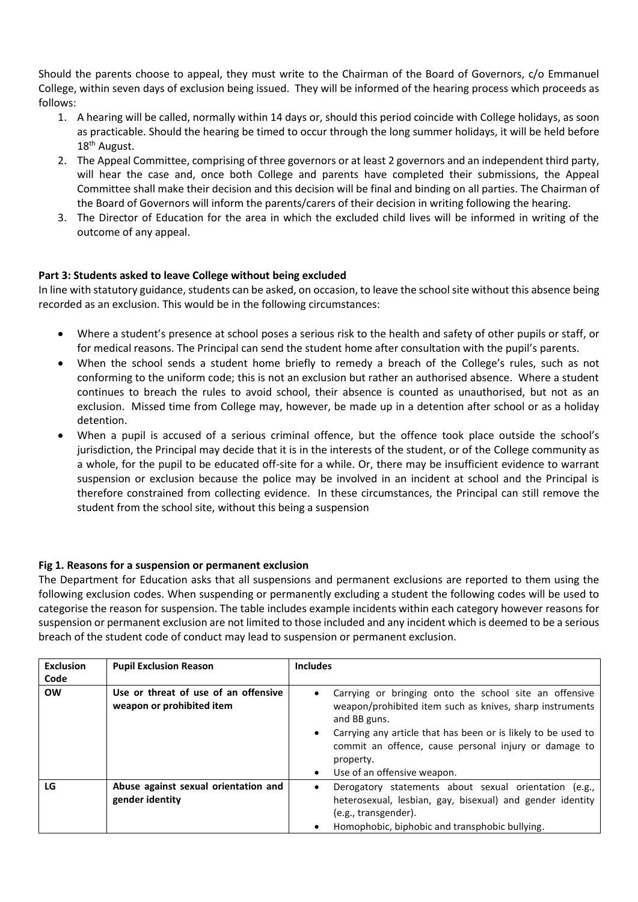Should the parents choose to appeal, they must write to the Chairman of the Board of Governors, c/o Emmanuel College, within seven days of exclusion being issued. They will be informed of the hearing process which proceeds as follows:

1. A hearing will be called, normally within 14 days or, should this period coincide with College holidays, as soon as practicable. Should the hearing be timed to occur through the long summer holidays, it will be held before 18th August.
2. The Appeal Committee, comprising of three governors or at least 2 governors and an independent third party, will hear the case and, once both College and parents have completed their submissions, the Appeal Committee shall make their decision and this decision will be final and binding on all parties. The Chairman of the Board of Governors will inform the parents/carers of their decision in writing following the hearing.
3. The Director of Education for the area in which the excluded child lives will be informed in writing of the outcome of any appeal.

**Part 3: Students asked to leave College without being excluded**

In line with statutory guidance, students can be asked, on occasion, to leave the school site without this absence being recorded as an exclusion. This would be in the following circumstances:

- Where a student's presence at school poses a serious risk to the health and safety of other pupils or staff, or for medical reasons. The Principal can send the student home after consultation with the pupil's parents.
- When the school sends a student home briefly to remedy a breach of the College's rules, such as not conforming to the uniform code; this is not an exclusion but rather an authorised absence. Where a student continues to breach the rules to avoid school, their absence is counted as unauthorised, but not as an exclusion. Missed time from College may, however, be made up in a detention after school or as a holiday detention.
- When a pupil is accused of a serious criminal offence, but the offence took place outside the school's jurisdiction, the Principal may decide that it is in the interests of the student, or of the College community as a whole, for the pupil to be educated off-site for a while. Or, there may be insufficient evidence to warrant suspension or exclusion because the police may be involved in an incident at school and the Principal is therefore constrained from collecting evidence. In these circumstances, the Principal can still remove the student from the school site, without this being a suspension

**Fig 1. Reasons for a suspension or permanent exclusion**

The Department for Education asks that all suspensions and permanent exclusions are reported to them using the following exclusion codes. When suspending or permanently excluding a student the following codes will be used to categorise the reason for suspension. The table includes example incidents within each category however reasons for suspension or permanent exclusion are not limited to those included and any incident which is deemed to be a serious breach of the student code of conduct may lead to suspension or permanent exclusion.

| Exclusion Code | Pupil Exclusion Reason | Includes |
|---|---|---|
| **OW** | **Use or threat of use of an offensive weapon or prohibited item** | • Carrying or bringing onto the school site an offensive weapon/prohibited item such as knives, sharp instruments and BB guns.<br>• Carrying any article that has been or is likely to be used to commit an offence, cause personal injury or damage to property.<br>• Use of an offensive weapon. |
| **LG** | **Abuse against sexual orientation and gender identity** | • Derogatory statements about sexual orientation (e.g., heterosexual, lesbian, gay, bisexual) and gender identity (e.g., transgender).<br>• Homophobic, biphobic and transphobic bullying. |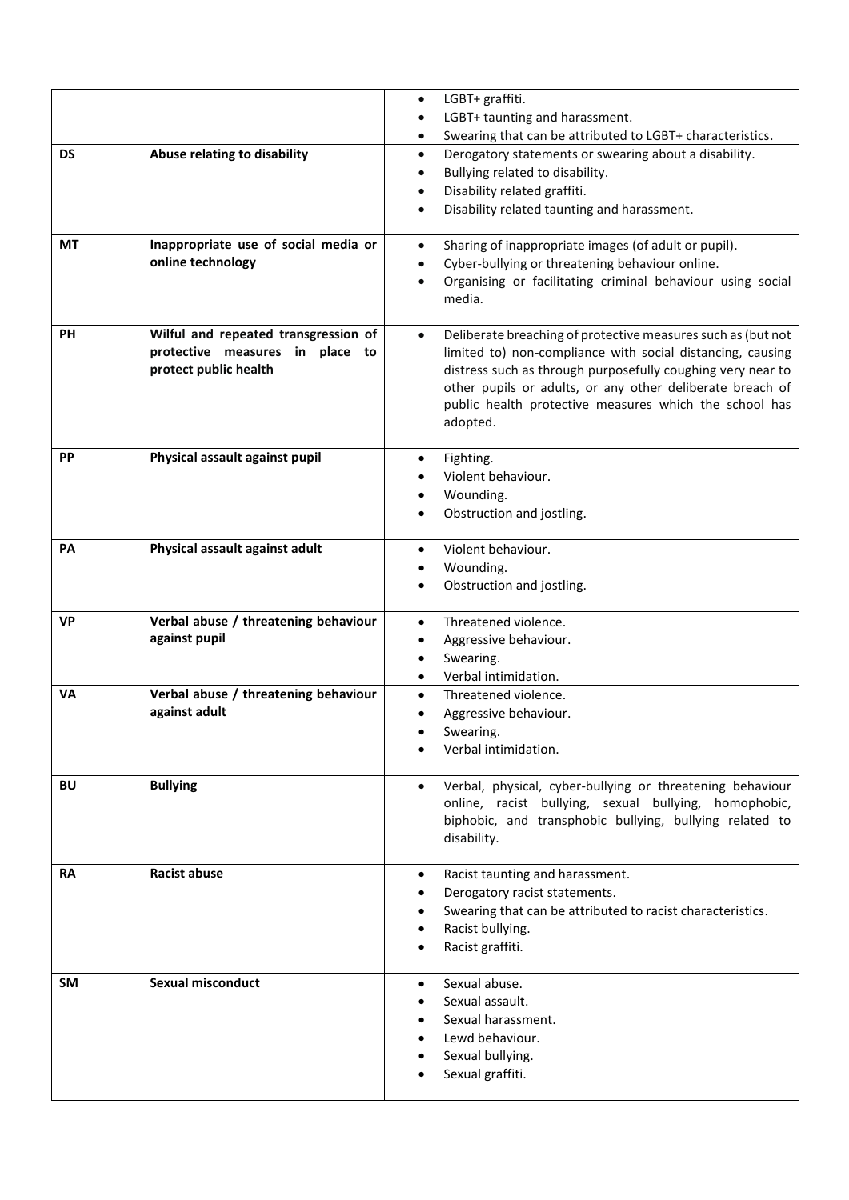| | | |
|---|---|---|
| | | • LGBT+ graffiti.<br>• LGBT+ taunting and harassment.<br>• Swearing that can be attributed to LGBT+ characteristics. |
| **DS** | **Abuse relating to disability** | • Derogatory statements or swearing about a disability.<br>• Bullying related to disability.<br>• Disability related graffiti.<br>• Disability related taunting and harassment. |
| **MT** | **Inappropriate use of social media or online technology** | • Sharing of inappropriate images (of adult or pupil).<br>• Cyber-bullying or threatening behaviour online.<br>• Organising or facilitating criminal behaviour using social media. |
| **PH** | **Wilful and repeated transgression of protective measures in place to protect public health** | • Deliberate breaching of protective measures such as (but not limited to) non-compliance with social distancing, causing distress such as through purposefully coughing very near to other pupils or adults, or any other deliberate breach of public health protective measures which the school has adopted. |
| **PP** | **Physical assault against pupil** | • Fighting.<br>• Violent behaviour.<br>• Wounding.<br>• Obstruction and jostling. |
| **PA** | **Physical assault against adult** | • Violent behaviour.<br>• Wounding.<br>• Obstruction and jostling. |
| **VP** | **Verbal abuse / threatening behaviour against pupil** | • Threatened violence.<br>• Aggressive behaviour.<br>• Swearing.<br>• Verbal intimidation. |
| **VA** | **Verbal abuse / threatening behaviour against adult** | • Threatened violence.<br>• Aggressive behaviour.<br>• Swearing.<br>• Verbal intimidation. |
| **BU** | **Bullying** | • Verbal, physical, cyber-bullying or threatening behaviour online, racist bullying, sexual bullying, homophobic, biphobic, and transphobic bullying, bullying related to disability. |
| **RA** | **Racist abuse** | • Racist taunting and harassment.<br>• Derogatory racist statements.<br>• Swearing that can be attributed to racist characteristics.<br>• Racist bullying.<br>• Racist graffiti. |
| **SM** | **Sexual misconduct** | • Sexual abuse.<br>• Sexual assault.<br>• Sexual harassment.<br>• Lewd behaviour.<br>• Sexual bullying.<br>• Sexual graffiti. |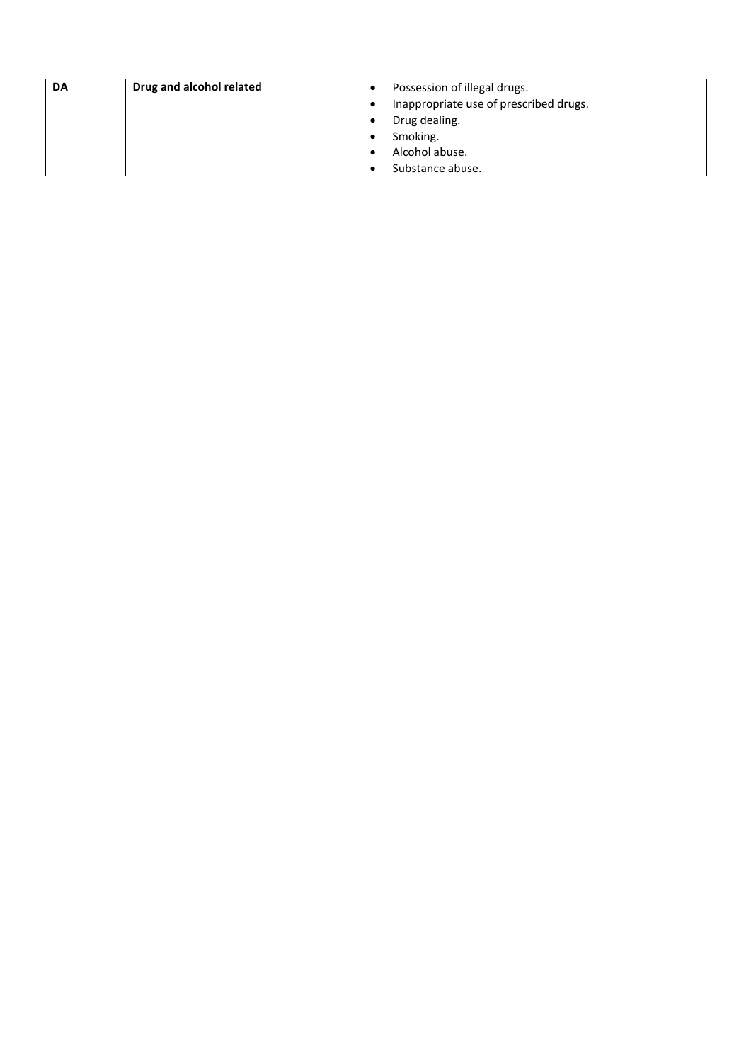| | | |
|---|---|---|
| **DA** | **Drug and alcohol related** | • Possession of illegal drugs.<br>• Inappropriate use of prescribed drugs.<br>• Drug dealing.<br>• Smoking.<br>• Alcohol abuse.<br>• Substance abuse. |